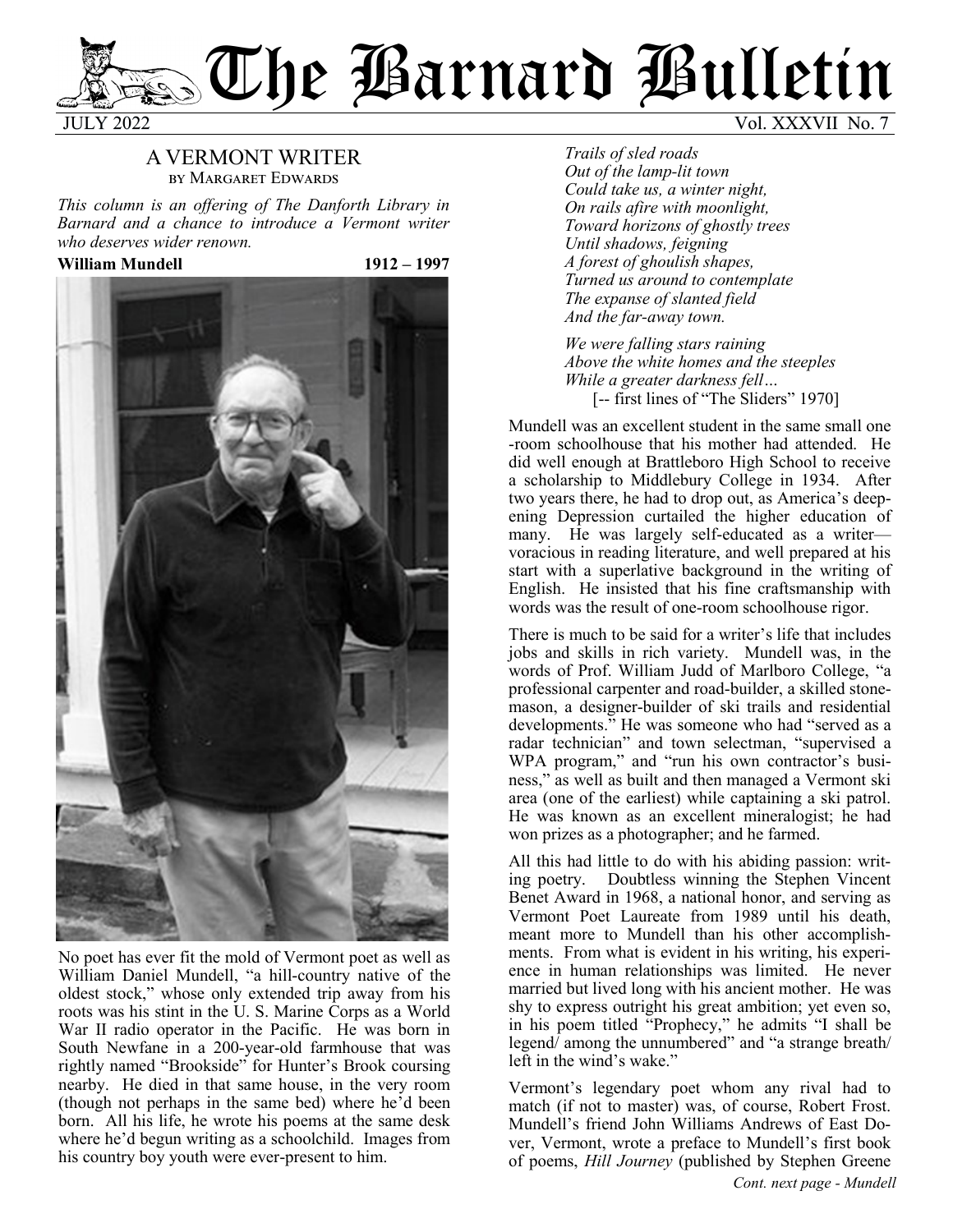# The Barnard Bulletin

JULY 2022 Vol. XXXVII No. 7

## A VERMONT WRITER

BY MARGARET EDWARDS

*This column is an offering of The Danforth Library in Barnard and a chance to introduce a Vermont writer who deserves wider renown.*

**William Mundell 1912 – 1997**

No poet has ever fit the mold of Vermont poet as well as William Daniel Mundell, "a hill-country native of the oldest stock," whose only extended trip away from his roots was his stint in the U. S. Marine Corps as a World War II radio operator in the Pacific. He was born in South Newfane in a 200-year-old farmhouse that was rightly named "Brookside" for Hunter's Brook coursing nearby. He died in that same house, in the very room (though not perhaps in the same bed) where he'd been born. All his life, he wrote his poems at the same desk where he'd begun writing as a schoolchild. Images from his country boy youth were ever-present to him.

*Trails of sled roads*
*Out of the lamp-lit town*
*Could take us, a winter night,*
*On rails afire with moonlight,*
*Toward horizons of ghostly trees*
*Until shadows, feigning*
*A forest of ghoulish shapes,*
*Turned us around to contemplate*
*The expanse of slanted field*
*And the far-away town.*

*We were falling stars raining*
*Above the white homes and the steeples*
*While a greater darkness fell…*
[-- first lines of "The Sliders" 1970]

Mundell was an excellent student in the same small one-room schoolhouse that his mother had attended. He did well enough at Brattleboro High School to receive a scholarship to Middlebury College in 1934. After two years there, he had to drop out, as America's deepening Depression curtailed the higher education of many. He was largely self-educated as a writer—voracious in reading literature, and well prepared at his start with a superlative background in the writing of English. He insisted that his fine craftsmanship with words was the result of one-room schoolhouse rigor.

There is much to be said for a writer's life that includes jobs and skills in rich variety. Mundell was, in the words of Prof. William Judd of Marlboro College, "a professional carpenter and road-builder, a skilled stonemason, a designer-builder of ski trails and residential developments." He was someone who had "served as a radar technician" and town selectman, "supervised a WPA program," and "run his own contractor's business," as well as built and then managed a Vermont ski area (one of the earliest) while captaining a ski patrol. He was known as an excellent mineralogist; he had won prizes as a photographer; and he farmed.

All this had little to do with his abiding passion: writing poetry. Doubtless winning the Stephen Vincent Benet Award in 1968, a national honor, and serving as Vermont Poet Laureate from 1989 until his death, meant more to Mundell than his other accomplishments. From what is evident in his writing, his experience in human relationships was limited. He never married but lived long with his ancient mother. He was shy to express outright his great ambition; yet even so, in his poem titled "Prophecy," he admits "I shall be legend/ among the unnumbered" and "a strange breath/ left in the wind's wake."

Vermont's legendary poet whom any rival had to match (if not to master) was, of course, Robert Frost. Mundell's friend John Williams Andrews of East Dover, Vermont, wrote a preface to Mundell's first book of poems, *Hill Journey* (published by Stephen Greene

*Cont. next page - Mundell*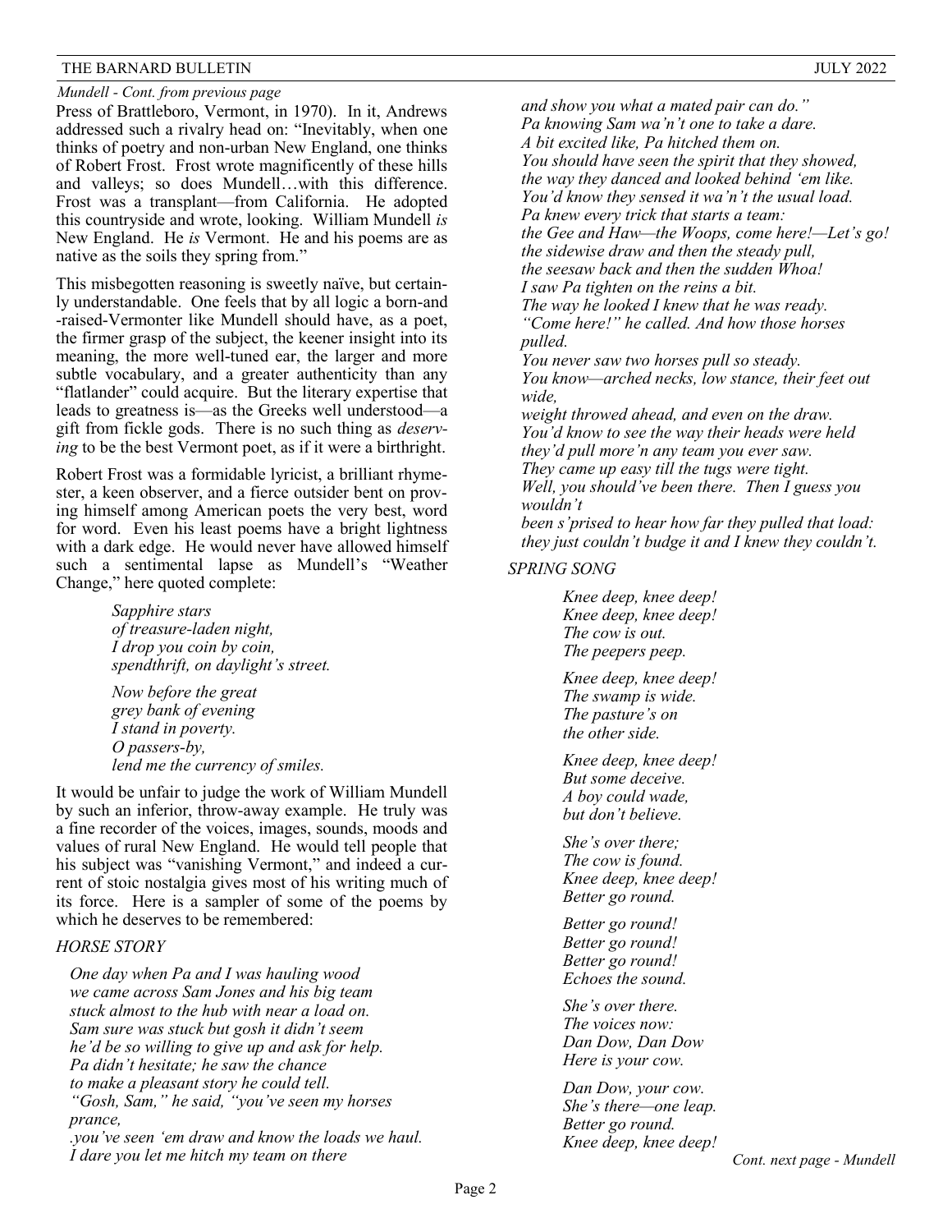*Mundell - Cont. from previous page*

Press of Brattleboro, Vermont, in 1970). In it, Andrews addressed such a rivalry head on: "Inevitably, when one thinks of poetry and non-urban New England, one thinks of Robert Frost. Frost wrote magnificently of these hills and valleys; so does Mundell…with this difference. Frost was a transplant—from California. He adopted this countryside and wrote, looking. William Mundell *is* New England. He *is* Vermont. He and his poems are as native as the soils they spring from."

This misbegotten reasoning is sweetly naïve, but certainly understandable. One feels that by all logic a born-and-raised-Vermonter like Mundell should have, as a poet, the firmer grasp of the subject, the keener insight into its meaning, the more well-tuned ear, the larger and more subtle vocabulary, and a greater authenticity than any "flatlander" could acquire. But the literary expertise that leads to greatness is—as the Greeks well understood—a gift from fickle gods. There is no such thing as *deserving* to be the best Vermont poet, as if it were a birthright.

Robert Frost was a formidable lyricist, a brilliant rhymester, a keen observer, and a fierce outsider bent on proving himself among American poets the very best, word for word. Even his least poems have a bright lightness with a dark edge. He would never have allowed himself such a sentimental lapse as Mundell's "Weather Change," here quoted complete:

> *Sapphire stars*
> *of treasure-laden night,*
> *I drop you coin by coin,*
> *spendthrift, on daylight's street.*
>
> *Now before the great*
> *grey bank of evening*
> *I stand in poverty.*
> *O passers-by,*
> *lend me the currency of smiles.*

It would be unfair to judge the work of William Mundell by such an inferior, throw-away example. He truly was a fine recorder of the voices, images, sounds, moods and values of rural New England. He would tell people that his subject was "vanishing Vermont," and indeed a current of stoic nostalgia gives most of his writing much of its force. Here is a sampler of some of the poems by which he deserves to be remembered:

*HORSE STORY*

*One day when Pa and I was hauling wood*
*we came across Sam Jones and his big team*
*stuck almost to the hub with near a load on.*
*Sam sure was stuck but gosh it didn't seem*
*he'd be so willing to give up and ask for help.*
*Pa didn't hesitate; he saw the chance*
*to make a pleasant story he could tell.*
*"Gosh, Sam," he said, "you've seen my horses prance,*
*.you've seen 'em draw and know the loads we haul.*
*I dare you let me hitch my team on there*
*and show you what a mated pair can do."*
*Pa knowing Sam wa'n't one to take a dare.*
*A bit excited like, Pa hitched them on.*
*You should have seen the spirit that they showed,*
*the way they danced and looked behind 'em like.*
*You'd know they sensed it wa'n't the usual load.*
*Pa knew every trick that starts a team:*
*the Gee and Haw—the Woops, come here!—Let's go!*
*the sidewise draw and then the steady pull,*
*the seesaw back and then the sudden Whoa!*
*I saw Pa tighten on the reins a bit.*
*The way he looked I knew that he was ready.*
*"Come here!" he called. And how those horses pulled.*
*You never saw two horses pull so steady.*
*You know—arched necks, low stance, their feet out wide,*
*weight throwed ahead, and even on the draw.*
*You'd know to see the way their heads were held*
*they'd pull more'n any team you ever saw.*
*They came up easy till the tugs were tight.*
*Well, you should've been there. Then I guess you wouldn't*
*been s'prised to hear how far they pulled that load:*
*they just couldn't budge it and I knew they couldn't.*

*SPRING SONG*

> *Knee deep, knee deep!*
> *Knee deep, knee deep!*
> *The cow is out.*
> *The peepers peep.*
>
> *Knee deep, knee deep!*
> *The swamp is wide.*
> *The pasture's on*
> *the other side.*
>
> *Knee deep, knee deep!*
> *But some deceive.*
> *A boy could wade,*
> *but don't believe.*
>
> *She's over there;*
> *The cow is found.*
> *Knee deep, knee deep!*
> *Better go round.*
>
> *Better go round!*
> *Better go round!*
> *Better go round!*
> *Echoes the sound.*
>
> *She's over there.*
> *The voices now:*
> *Dan Dow, Dan Dow*
> *Here is your cow.*
>
> *Dan Dow, your cow.*
> *She's there—one leap.*
> *Better go round.*
> *Knee deep, knee deep!*

*Cont. next page - Mundell*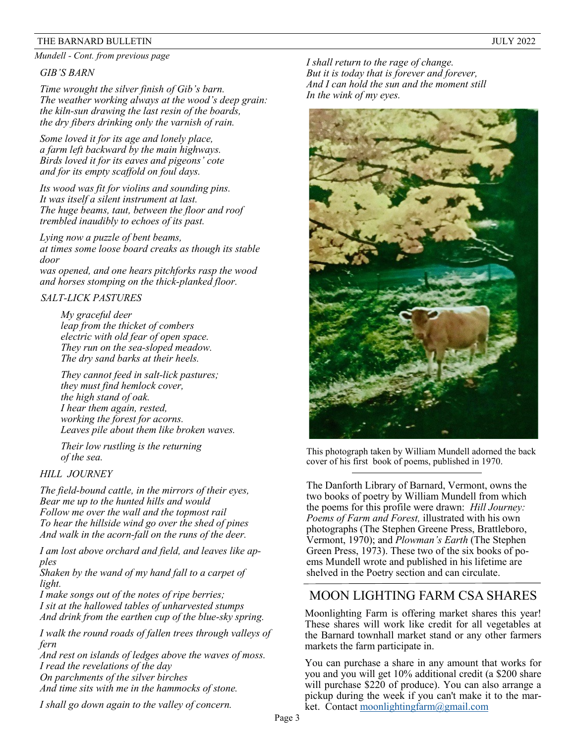*Mundell - Cont. from previous page*

*GIB'S BARN*

*Time wrought the silver finish of Gib's barn.*
*The weather working always at the wood's deep grain:*
*the kiln-sun drawing the last resin of the boards,*
*the dry fibers drinking only the varnish of rain.*

*Some loved it for its age and lonely place,*
*a farm left backward by the main highways.*
*Birds loved it for its eaves and pigeons' cote*
*and for its empty scaffold on foul days.*

*Its wood was fit for violins and sounding pins.*
*It was itself a silent instrument at last.*
*The huge beams, taut, between the floor and roof*
*trembled inaudibly to echoes of its past.*

*Lying now a puzzle of bent beams,*
*at times some loose board creaks as though its stable door*
*was opened, and one hears pitchforks rasp the wood*
*and horses stomping on the thick-planked floor.*

*SALT-LICK PASTURES*

*My graceful deer*
*leap from the thicket of combers*
*electric with old fear of open space.*
*They run on the sea-sloped meadow.*
*The dry sand barks at their heels.*

*They cannot feed in salt-lick pastures;*
*they must find hemlock cover,*
*the high stand of oak.*
*I hear them again, rested,*
*working the forest for acorns.*
*Leaves pile about them like broken waves.*

*Their low rustling is the returning*
*of the sea.*

*HILL JOURNEY*

*The field-bound cattle, in the mirrors of their eyes,*
*Bear me up to the hunted hills and would*
*Follow me over the wall and the topmost rail*
*To hear the hillside wind go over the shed of pines*
*And walk in the acorn-fall on the runs of the deer.*

*I am lost above orchard and field, and leaves like apples*
*Shaken by the wand of my hand fall to a carpet of light.*
*I make songs out of the notes of ripe berries;*
*I sit at the hallowed tables of unharvested stumps*
*And drink from the earthen cup of the blue-sky spring.*

*I walk the round roads of fallen trees through valleys of fern*
*And rest on islands of ledges above the waves of moss.*
*I read the revelations of the day*
*On parchments of the silver birches*
*And time sits with me in the hammocks of stone.*

*I shall go down again to the valley of concern.*
*I shall return to the rage of change.*
*But it is today that is forever and forever,*
*And I can hold the sun and the moment still*
*In the wink of my eyes.*

This photograph taken by William Mundell adorned the back cover of his first book of poems, published in 1970.

---

The Danforth Library of Barnard, Vermont, owns the two books of poetry by William Mundell from which the poems for this profile were drawn: *Hill Journey: Poems of Farm and Forest,* illustrated with his own photographs (The Stephen Greene Press, Brattleboro, Vermont, 1970); and *Plowman's Earth* (The Stephen Green Press, 1973). These two of the six books of poems Mundell wrote and published in his lifetime are shelved in the Poetry section and can circulate.

## MOON LIGHTING FARM CSA SHARES

Moonlighting Farm is offering market shares this year! These shares will work like credit for all vegetables at the Barnard townhall market stand or any other farmers markets the farm participate in.

You can purchase a share in any amount that works for you and you will get 10% additional credit (a $200 share will purchase $220 of produce). You can also arrange a pickup during the week if you can't make it to the market. Contact moonlightingfarm@gmail.com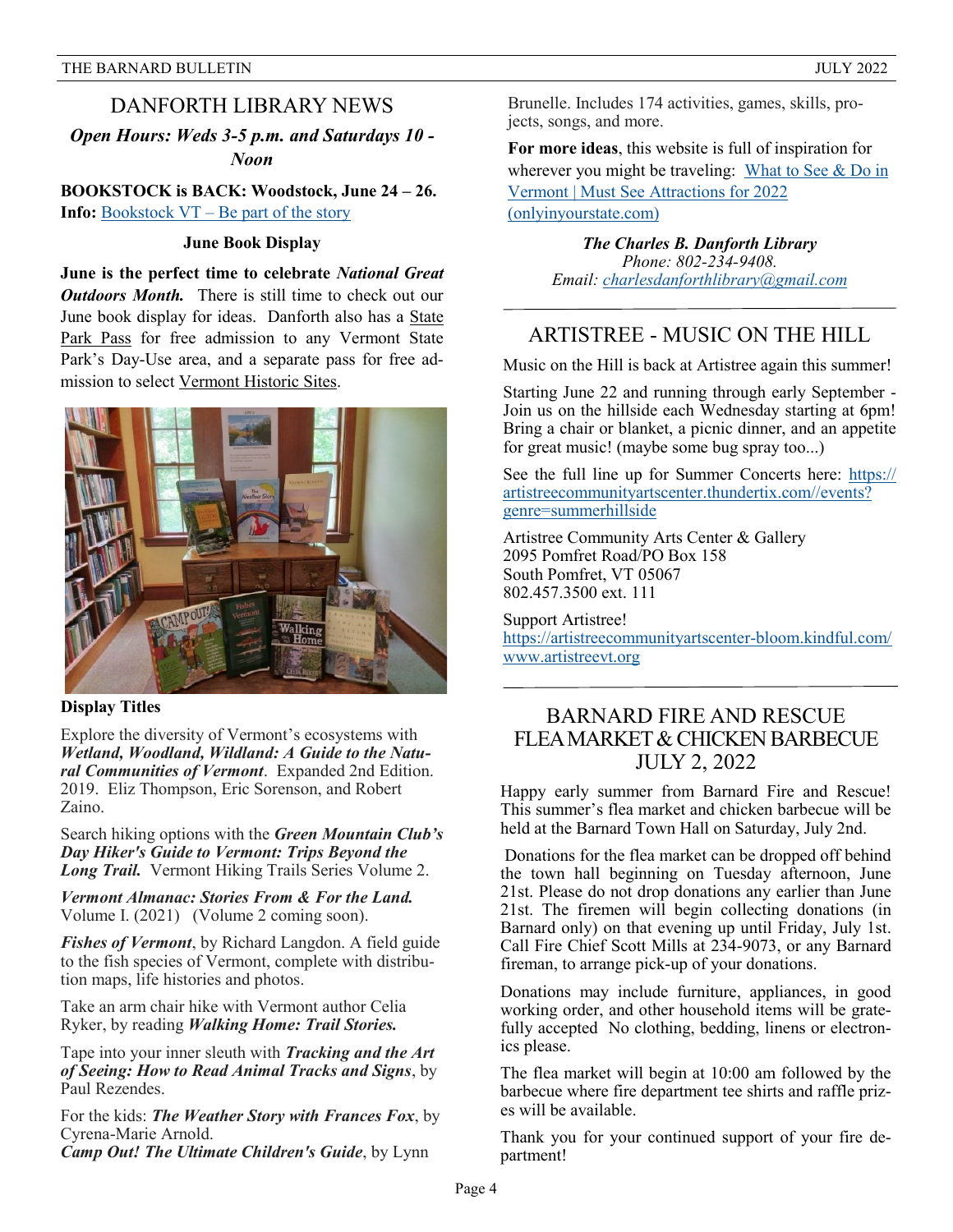## DANFORTH LIBRARY NEWS

***Open Hours: Weds 3-5 p.m. and Saturdays 10 - Noon***

**BOOKSTOCK is BACK: Woodstock, June 24 – 26. Info:** [Bookstock VT – Be part of the story]

**June Book Display**

**June is the perfect time to celebrate *National Great Outdoors Month.*** There is still time to check out our June book display for ideas. Danforth also has a State Park Pass for free admission to any Vermont State Park's Day-Use area, and a separate pass for free admission to select Vermont Historic Sites.

**Display Titles**

Explore the diversity of Vermont's ecosystems with ***Wetland, Woodland, Wildland: A Guide to the Natural Communities of Vermont***. Expanded 2nd Edition. 2019. Eliz Thompson, Eric Sorenson, and Robert Zaino.

Search hiking options with the ***Green Mountain Club's Day Hiker's Guide to Vermont: Trips Beyond the Long Trail.*** Vermont Hiking Trails Series Volume 2.

***Vermont Almanac: Stories From & For the Land.*** Volume I. (2021) (Volume 2 coming soon).

***Fishes of Vermont***, by Richard Langdon. A field guide to the fish species of Vermont, complete with distribution maps, life histories and photos.

Take an arm chair hike with Vermont author Celia Ryker, by reading ***Walking Home: Trail Stories.***

Tape into your inner sleuth with ***Tracking and the Art of Seeing: How to Read Animal Tracks and Signs***, by Paul Rezendes.

For the kids: ***The Weather Story with Frances Fox***, by Cyrena-Marie Arnold.
***Camp Out! The Ultimate Children's Guide***, by Lynn Brunelle. Includes 174 activities, games, skills, projects, songs, and more.

**For more ideas**, this website is full of inspiration for wherever you might be traveling: [What to See & Do in Vermont | Must See Attractions for 2022 (onlyinyourstate.com)]

***The Charles B. Danforth Library***
*Phone: 802-234-9408.*
*Email: charlesdanforthlibrary@gmail.com*

## ARTISTREE - MUSIC ON THE HILL

Music on the Hill is back at Artistree again this summer!

Starting June 22 and running through early September - Join us on the hillside each Wednesday starting at 6pm! Bring a chair or blanket, a picnic dinner, and an appetite for great music! (maybe some bug spray too...)

See the full line up for Summer Concerts here: https://artistreecommunityartscenter.thundertix.com//events?genre=summerhillside

Artistree Community Arts Center & Gallery
2095 Pomfret Road/PO Box 158
South Pomfret, VT 05067
802.457.3500 ext. 111

Support Artistree!
https://artistreecommunityartscenter-bloom.kindful.com/
www.artistreevt.org

## BARNARD FIRE AND RESCUE FLEA MARKET & CHICKEN BARBECUE JULY 2, 2022

Happy early summer from Barnard Fire and Rescue! This summer's flea market and chicken barbecue will be held at the Barnard Town Hall on Saturday, July 2nd.

Donations for the flea market can be dropped off behind the town hall beginning on Tuesday afternoon, June 21st. Please do not drop donations any earlier than June 21st. The firemen will begin collecting donations (in Barnard only) on that evening up until Friday, July 1st. Call Fire Chief Scott Mills at 234-9073, or any Barnard fireman, to arrange pick-up of your donations.

Donations may include furniture, appliances, in good working order, and other household items will be gratefully accepted No clothing, bedding, linens or electronics please.

The flea market will begin at 10:00 am followed by the barbecue where fire department tee shirts and raffle prizes will be available.

Thank you for your continued support of your fire department!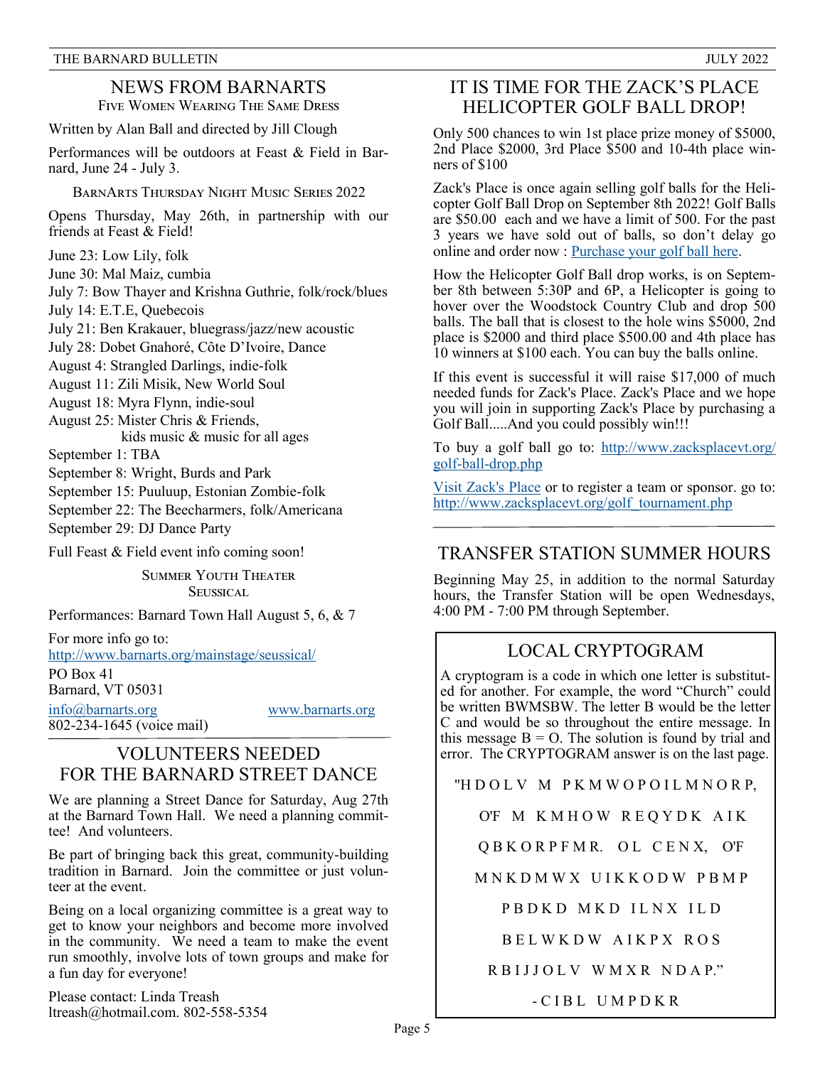## NEWS FROM BARNARTS

### Five Women Wearing The Same Dress

Written by Alan Ball and directed by Jill Clough

Performances will be outdoors at Feast & Field in Barnard, June 24 - July 3.

### BarnArts Thursday Night Music Series 2022

Opens Thursday, May 26th, in partnership with our friends at Feast & Field!

June 23: Low Lily, folk
June 30: Mal Maiz, cumbia
July 7: Bow Thayer and Krishna Guthrie, folk/rock/blues
July 14: E.T.E, Quebecois
July 21: Ben Krakauer, bluegrass/jazz/new acoustic
July 28: Dobet Gnahoré, Côte D'Ivoire, Dance
August 4: Strangled Darlings, indie-folk
August 11: Zili Misik, New World Soul
August 18: Myra Flynn, indie-soul
August 25: Mister Chris & Friends,
kids music & music for all ages
September 1: TBA
September 8: Wright, Burds and Park
September 15: Puuluup, Estonian Zombie-folk
September 22: The Beecharmers, folk/Americana
September 29: DJ Dance Party

Full Feast & Field event info coming soon!

### Summer Youth Theater
### Seussical

Performances: Barnard Town Hall August 5, 6, & 7

For more info go to:
http://www.barnarts.org/mainstage/seussical/

PO Box 41
Barnard, VT 05031

info@barnarts.org www.barnarts.org
802-234-1645 (voice mail)

## VOLUNTEERS NEEDED FOR THE BARNARD STREET DANCE

We are planning a Street Dance for Saturday, Aug 27th at the Barnard Town Hall. We need a planning committee! And volunteers.

Be part of bringing back this great, community-building tradition in Barnard. Join the committee or just volunteer at the event.

Being on a local organizing committee is a great way to get to know your neighbors and become more involved in the community. We need a team to make the event run smoothly, involve lots of town groups and make for a fun day for everyone!

Please contact: Linda Treash
ltreash@hotmail.com. 802-558-5354

## IT IS TIME FOR THE ZACK'S PLACE HELICOPTER GOLF BALL DROP!

Only 500 chances to win 1st place prize money of $5000, 2nd Place $2000, 3rd Place $500 and 10-4th place winners of $100

Zack's Place is once again selling golf balls for the Helicopter Golf Ball Drop on September 8th 2022! Golf Balls are $50.00 each and we have a limit of 500. For the past 3 years we have sold out of balls, so don't delay go online and order now : Purchase your golf ball here.

How the Helicopter Golf Ball drop works, is on September 8th between 5:30P and 6P, a Helicopter is going to hover over the Woodstock Country Club and drop 500 balls. The ball that is closest to the hole wins $5000, 2nd place is $2000 and third place $500.00 and 4th place has 10 winners at $100 each. You can buy the balls online.

If this event is successful it will raise $17,000 of much needed funds for Zack's Place. Zack's Place and we hope you will join in supporting Zack's Place by purchasing a Golf Ball.....And you could possibly win!!!

To buy a golf ball go to: http://www.zacksplacevt.org/golf-ball-drop.php

Visit Zack's Place or to register a team or sponsor. go to: http://www.zacksplacevt.org/golf_tournament.php

## TRANSFER STATION SUMMER HOURS

Beginning May 25, in addition to the normal Saturday hours, the Transfer Station will be open Wednesdays, 4:00 PM - 7:00 PM through September.

## LOCAL CRYPTOGRAM

A cryptogram is a code in which one letter is substituted for another. For example, the word "Church" could be written BWMSBW. The letter B would be the letter C and would be so throughout the entire message. In this message B = O. The solution is found by trial and error. The CRYPTOGRAM answer is on the last page.

"H D O L V M P K M W O P O I L M N O R P,

O'F M K M H O W R E Q Y D K A I K

Q B K O R P F M R. O L C E N X, O'F

M N K D M W X U I K K O D W P B M P

P B D K D M K D I L N X I L D

B E L W K D W A I K P X R O S

R B I J J O L V W M X R N D A P."

- C I B L U M P D K R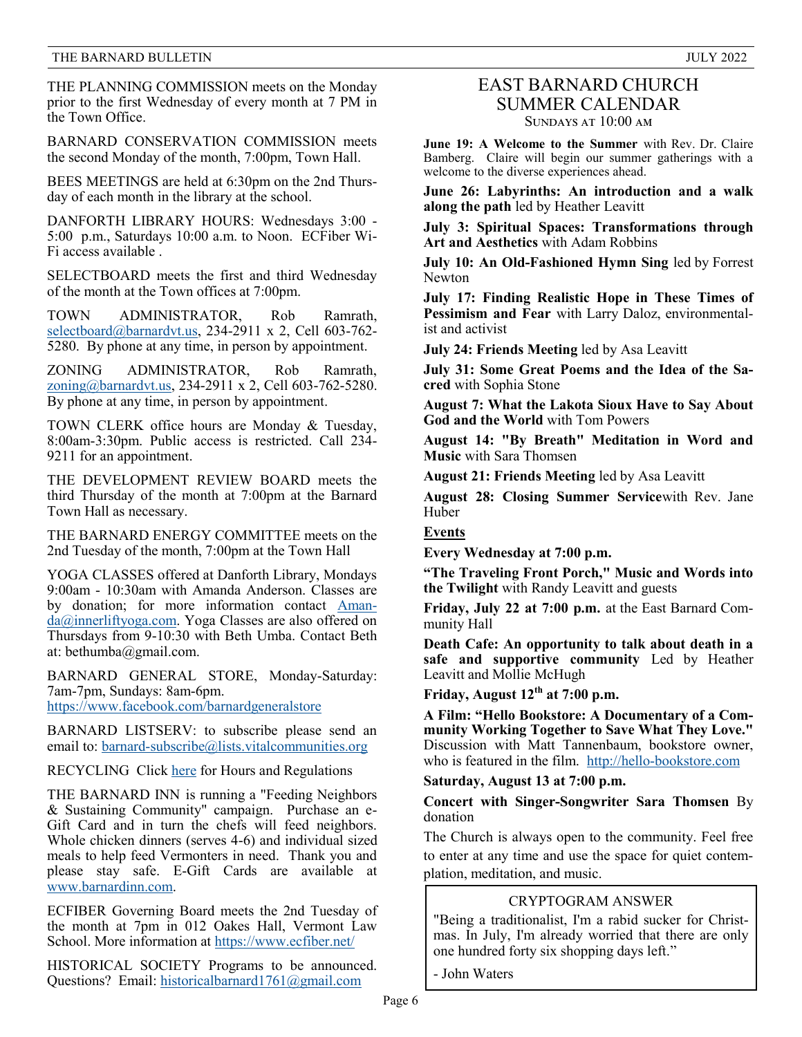THE PLANNING COMMISSION meets on the Monday prior to the first Wednesday of every month at 7 PM in the Town Office.

BARNARD CONSERVATION COMMISSION meets the second Monday of the month, 7:00pm, Town Hall.

BEES MEETINGS are held at 6:30pm on the 2nd Thursday of each month in the library at the school.

DANFORTH LIBRARY HOURS: Wednesdays 3:00 - 5:00 p.m., Saturdays 10:00 a.m. to Noon. ECFiber Wi-Fi access available .

SELECTBOARD meets the first and third Wednesday of the month at the Town offices at 7:00pm.

TOWN ADMINISTRATOR, Rob Ramrath, selectboard@barnardvt.us, 234-2911 x 2, Cell 603-762-5280. By phone at any time, in person by appointment.

ZONING ADMINISTRATOR, Rob Ramrath, zoning@barnardvt.us, 234-2911 x 2, Cell 603-762-5280. By phone at any time, in person by appointment.

TOWN CLERK office hours are Monday & Tuesday, 8:00am-3:30pm. Public access is restricted. Call 234-9211 for an appointment.

THE DEVELOPMENT REVIEW BOARD meets the third Thursday of the month at 7:00pm at the Barnard Town Hall as necessary.

THE BARNARD ENERGY COMMITTEE meets on the 2nd Tuesday of the month, 7:00pm at the Town Hall

YOGA CLASSES offered at Danforth Library, Mondays 9:00am - 10:30am with Amanda Anderson. Classes are by donation; for more information contact Amanda@innerliftyoga.com. Yoga Classes are also offered on Thursdays from 9-10:30 with Beth Umba. Contact Beth at: bethumba@gmail.com.

BARNARD GENERAL STORE, Monday-Saturday: 7am-7pm, Sundays: 8am-6pm.
https://www.facebook.com/barnardgeneralstore

BARNARD LISTSERV: to subscribe please send an email to: barnard-subscribe@lists.vitalcommunities.org

RECYCLING Click here for Hours and Regulations

THE BARNARD INN is running a "Feeding Neighbors & Sustaining Community" campaign. Purchase an e-Gift Card and in turn the chefs will feed neighbors. Whole chicken dinners (serves 4-6) and individual sized meals to help feed Vermonters in need. Thank you and please stay safe. E-Gift Cards are available at www.barnardinn.com.

ECFIBER Governing Board meets the 2nd Tuesday of the month at 7pm in 012 Oakes Hall, Vermont Law School. More information at https://www.ecfiber.net/

HISTORICAL SOCIETY Programs to be announced. Questions? Email: historicalbarnard1761@gmail.com

# EAST BARNARD CHURCH SUMMER CALENDAR

SUNDAYS AT 10:00 AM

**June 19: A Welcome to the Summer** with Rev. Dr. Claire Bamberg. Claire will begin our summer gatherings with a welcome to the diverse experiences ahead.

**June 26: Labyrinths: An introduction and a walk along the path** led by Heather Leavitt

**July 3: Spiritual Spaces: Transformations through Art and Aesthetics** with Adam Robbins

**July 10: An Old-Fashioned Hymn Sing** led by Forrest Newton

**July 17: Finding Realistic Hope in These Times of Pessimism and Fear** with Larry Daloz, environmentalist and activist

**July 24: Friends Meeting** led by Asa Leavitt

**July 31: Some Great Poems and the Idea of the Sacred** with Sophia Stone

**August 7: What the Lakota Sioux Have to Say About God and the World** with Tom Powers

**August 14: "By Breath" Meditation in Word and Music** with Sara Thomsen

**August 21: Friends Meeting** led by Asa Leavitt

**August 28: Closing Summer Service**with Rev. Jane Huber

**Events**

**Every Wednesday at 7:00 p.m.**

**"The Traveling Front Porch," Music and Words into the Twilight** with Randy Leavitt and guests

**Friday, July 22 at 7:00 p.m.** at the East Barnard Community Hall

**Death Cafe: An opportunity to talk about death in a safe and supportive community** Led by Heather Leavitt and Mollie McHugh

**Friday, August 12th at 7:00 p.m.**

**A Film: "Hello Bookstore: A Documentary of a Community Working Together to Save What They Love."** Discussion with Matt Tannenbaum, bookstore owner, who is featured in the film. http://hello-bookstore.com

**Saturday, August 13 at 7:00 p.m.**

**Concert with Singer-Songwriter Sara Thomsen** By donation

The Church is always open to the community. Feel free to enter at any time and use the space for quiet contemplation, meditation, and music.

## CRYPTOGRAM ANSWER

"Being a traditionalist, I'm a rabid sucker for Christmas. In July, I'm already worried that there are only one hundred forty six shopping days left."

- John Waters